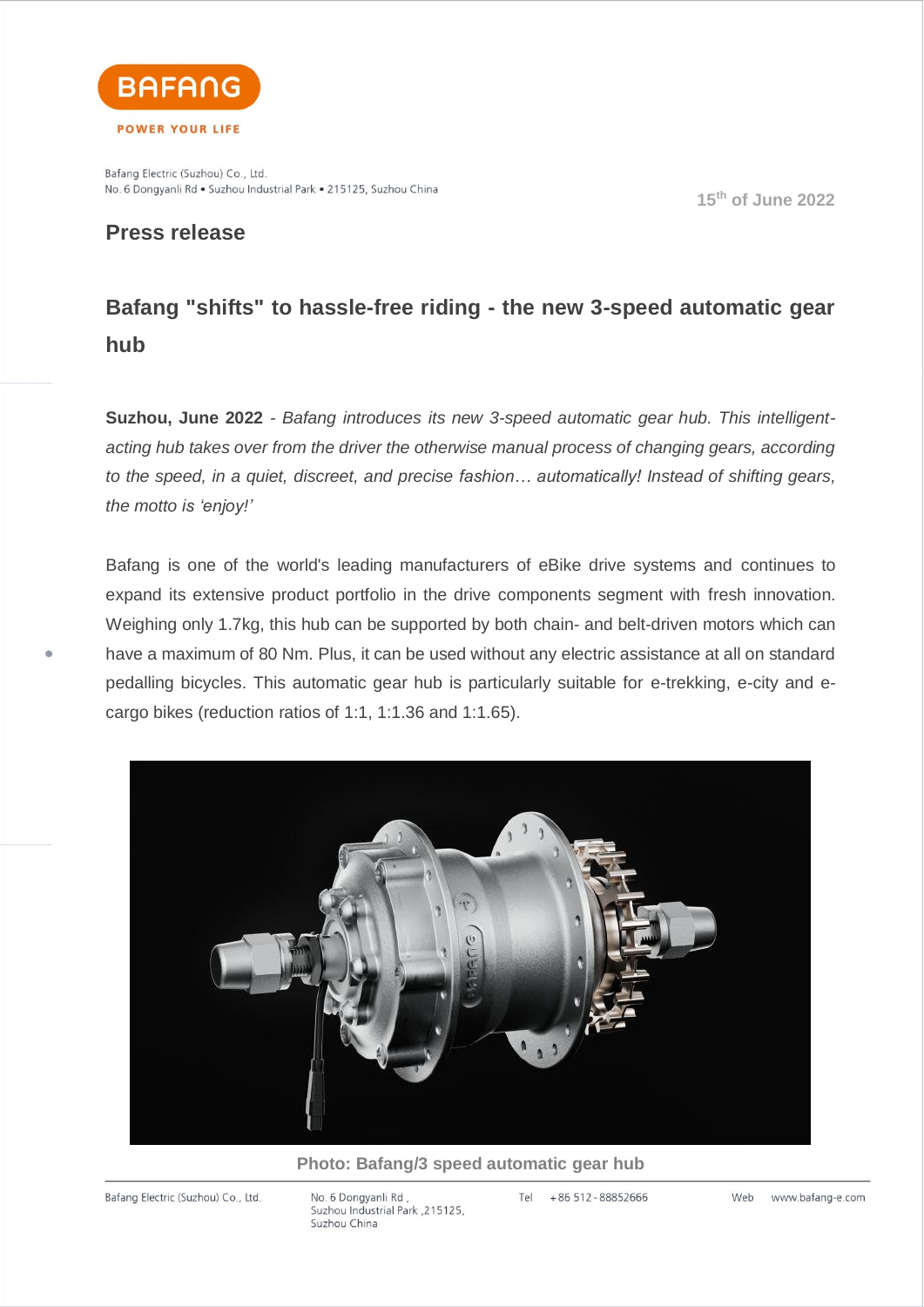Bafang Electric (Suzhou) Co., Ltd.
No. 6 Dongyanli Rd • Suzhou Industrial Park • 215125, Suzhou China

15th of June 2022

**Press release**

## Bafang "shifts" to hassle-free riding - the new 3-speed automatic gear hub

**Suzhou, June 2022** - *Bafang introduces its new 3-speed automatic gear hub. This intelligent-acting hub takes over from the driver the otherwise manual process of changing gears, according to the speed, in a quiet, discreet, and precise fashion… automatically! Instead of shifting gears, the motto is 'enjoy!'*

Bafang is one of the world's leading manufacturers of eBike drive systems and continues to expand its extensive product portfolio in the drive components segment with fresh innovation. Weighing only 1.7kg, this hub can be supported by both chain- and belt-driven motors which can have a maximum of 80 Nm. Plus, it can be used without any electric assistance at all on standard pedalling bicycles. This automatic gear hub is particularly suitable for e-trekking, e-city and e-cargo bikes (reduction ratios of 1:1, 1:1.36 and 1:1.65).

**Photo: Bafang/3 speed automatic gear hub**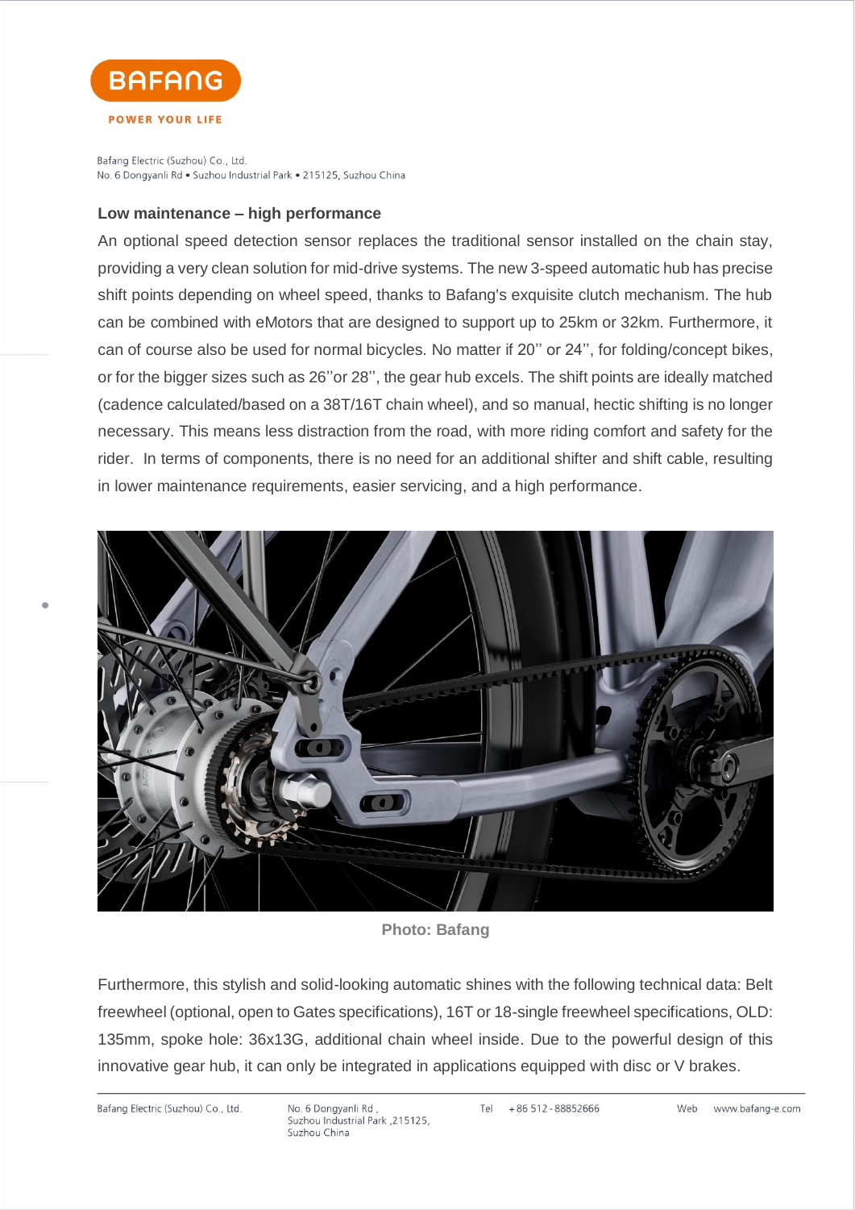## Low maintenance – high performance

An optional speed detection sensor replaces the traditional sensor installed on the chain stay, providing a very clean solution for mid-drive systems. The new 3-speed automatic hub has precise shift points depending on wheel speed, thanks to Bafang's exquisite clutch mechanism. The hub can be combined with eMotors that are designed to support up to 25km or 32km. Furthermore, it can of course also be used for normal bicycles. No matter if 20'' or 24'', for folding/concept bikes, or for the bigger sizes such as 26''or 28'', the gear hub excels. The shift points are ideally matched (cadence calculated/based on a 38T/16T chain wheel), and so manual, hectic shifting is no longer necessary. This means less distraction from the road, with more riding comfort and safety for the rider. In terms of components, there is no need for an additional shifter and shift cable, resulting in lower maintenance requirements, easier servicing, and a high performance.

**Photo: Bafang**

Furthermore, this stylish and solid-looking automatic shines with the following technical data: Belt freewheel (optional, open to Gates specifications), 16T or 18-single freewheel specifications, OLD: 135mm, spoke hole: 36x13G, additional chain wheel inside. Due to the powerful design of this innovative gear hub, it can only be integrated in applications equipped with disc or V brakes.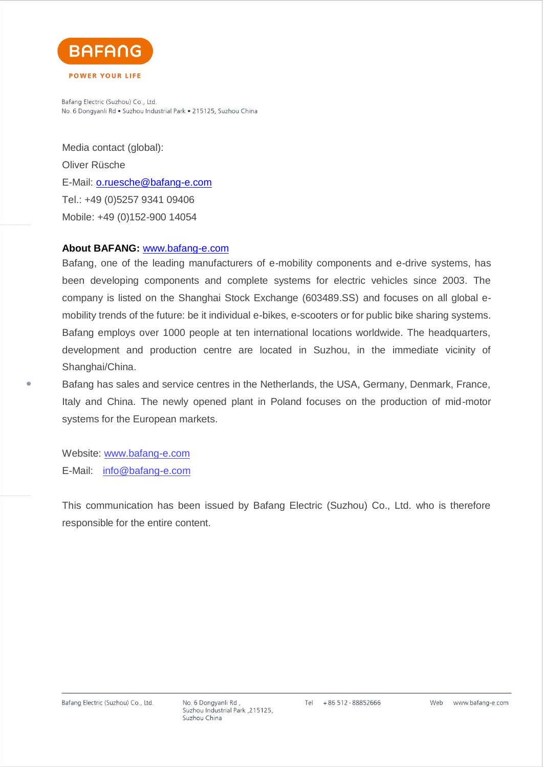Bafang Electric (Suzhou) Co., Ltd.
No. 6 Dongyanli Rd • Suzhou Industrial Park • 215125, Suzhou China

Media contact (global):
Oliver Rüsche
E-Mail: o.ruesche@bafang-e.com
Tel.: +49 (0)5257 9341 09406
Mobile: +49 (0)152-900 14054

**About BAFANG:** www.bafang-e.com
Bafang, one of the leading manufacturers of e-mobility components and e-drive systems, has been developing components and complete systems for electric vehicles since 2003. The company is listed on the Shanghai Stock Exchange (603489.SS) and focuses on all global e-mobility trends of the future: be it individual e-bikes, e-scooters or for public bike sharing systems. Bafang employs over 1000 people at ten international locations worldwide. The headquarters, development and production centre are located in Suzhou, in the immediate vicinity of Shanghai/China.
Bafang has sales and service centres in the Netherlands, the USA, Germany, Denmark, France, Italy and China. The newly opened plant in Poland focuses on the production of mid-motor systems for the European markets.

Website: www.bafang-e.com
E-Mail: info@bafang-e.com

This communication has been issued by Bafang Electric (Suzhou) Co., Ltd. who is therefore responsible for the entire content.